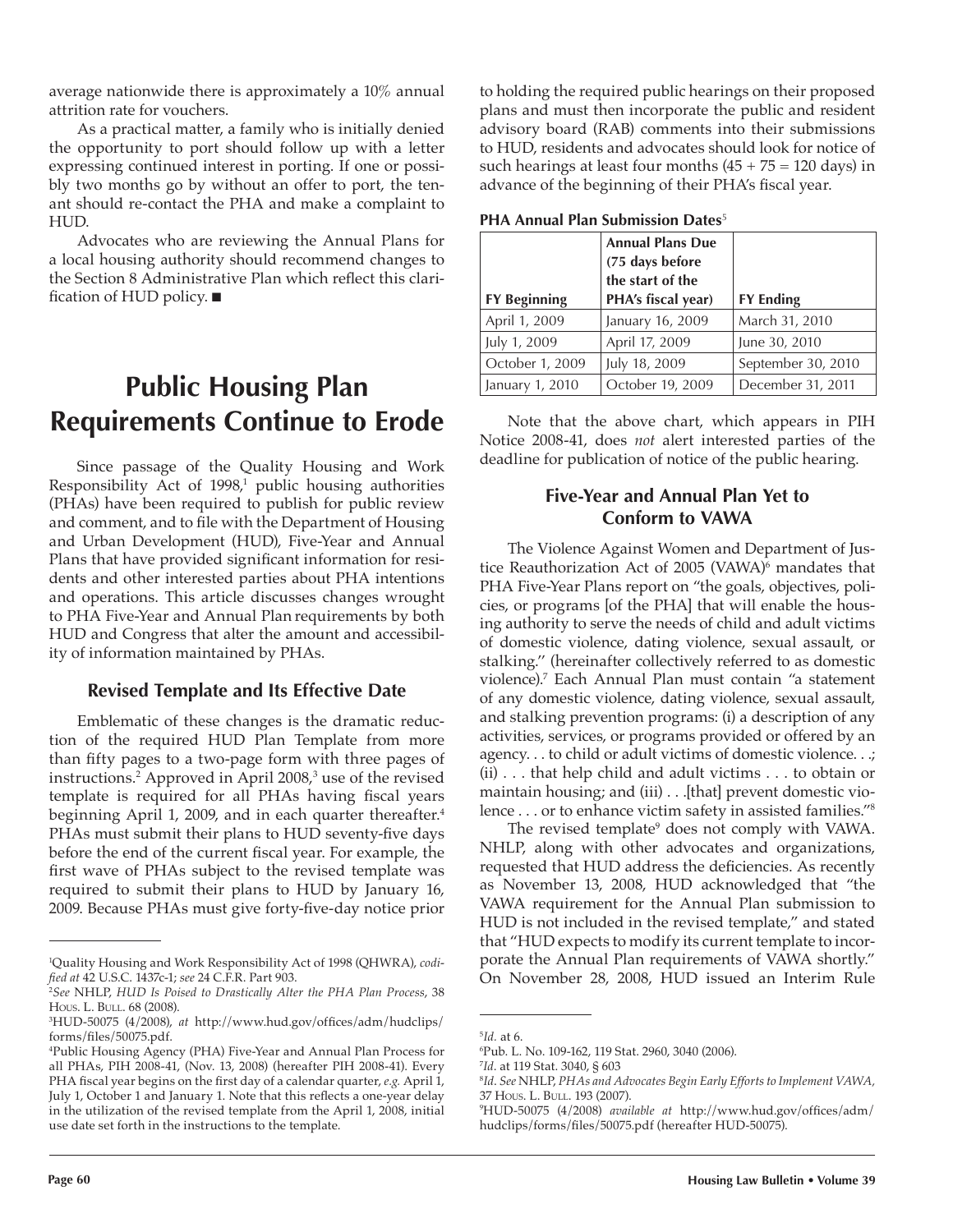average nationwide there is approximately a 10% annual attrition rate for vouchers.

As a practical matter, a family who is initially denied the opportunity to port should follow up with a letter expressing continued interest in porting. If one or possibly two months go by without an offer to port, the tenant should re-contact the PHA and make a complaint to HUD.

Advocates who are reviewing the Annual Plans for a local housing authority should recommend changes to the Section 8 Administrative Plan which reflect this clarification of HUD policy. ■

# Public Housing Plan Requirements Continue to Erode

Since passage of the Quality Housing and Work Responsibility Act of 1998,[1] public housing authorities (PHAs) have been required to publish for public review and comment, and to file with the Department of Housing and Urban Development (HUD), Five-Year and Annual Plans that have provided significant information for residents and other interested parties about PHA intentions and operations. This article discusses changes wrought to PHA Five-Year and Annual Plan requirements by both HUD and Congress that alter the amount and accessibility of information maintained by PHAs.

## Revised Template and Its Effective Date

Emblematic of these changes is the dramatic reduction of the required HUD Plan Template from more than fifty pages to a two-page form with three pages of instructions.[2] Approved in April 2008,[3] use of the revised template is required for all PHAs having fiscal years beginning April 1, 2009, and in each quarter thereafter.[4] PHAs must submit their plans to HUD seventy-five days before the end of the current fiscal year. For example, the first wave of PHAs subject to the revised template was required to submit their plans to HUD by January 16, 2009. Because PHAs must give forty-five-day notice prior to holding the required public hearings on their proposed plans and must then incorporate the public and resident advisory board (RAB) comments into their submissions to HUD, residents and advocates should look for notice of such hearings at least four months (45 + 75 = 120 days) in advance of the beginning of their PHA's fiscal year.

**PHA Annual Plan Submission Dates**[5]

| FY Beginning | Annual Plans Due (75 days before the start of the PHA's fiscal year) | FY Ending |
|---|---|---|
| April 1, 2009 | January 16, 2009 | March 31, 2010 |
| July 1, 2009 | April 17, 2009 | June 30, 2010 |
| October 1, 2009 | July 18, 2009 | September 30, 2010 |
| January 1, 2010 | October 19, 2009 | December 31, 2011 |

Note that the above chart, which appears in PIH Notice 2008-41, does *not* alert interested parties of the deadline for publication of notice of the public hearing.

## Five-Year and Annual Plan Yet to Conform to VAWA

The Violence Against Women and Department of Justice Reauthorization Act of 2005 (VAWA)[6] mandates that PHA Five-Year Plans report on "the goals, objectives, policies, or programs [of the PHA] that will enable the housing authority to serve the needs of child and adult victims of domestic violence, dating violence, sexual assault, or stalking." (hereinafter collectively referred to as domestic violence).[7] Each Annual Plan must contain "a statement of any domestic violence, dating violence, sexual assault, and stalking prevention programs: (i) a description of any activities, services, or programs provided or offered by an agency. . . to child or adult victims of domestic violence. . .; (ii) . . . that help child and adult victims . . . to obtain or maintain housing; and (iii) . . .[that] prevent domestic violence . . . or to enhance victim safety in assisted families."[8]

The revised template[9] does not comply with VAWA. NHLP, along with other advocates and organizations, requested that HUD address the deficiencies. As recently as November 13, 2008, HUD acknowledged that "the VAWA requirement for the Annual Plan submission to HUD is not included in the revised template," and stated that "HUD expects to modify its current template to incorporate the Annual Plan requirements of VAWA shortly." On November 28, 2008, HUD issued an Interim Rule

---

[1]Quality Housing and Work Responsibility Act of 1998 (QHWRA), *codified at* 42 U.S.C. 1437c-1; *see* 24 C.F.R. Part 903.

[2]*See* NHLP, *HUD Is Poised to Drastically Alter the PHA Plan Process*, 38 Hous. L. Bull. 68 (2008).

[3]HUD-50075 (4/2008), *at* http://www.hud.gov/offices/adm/hudclips/forms/files/50075.pdf.

[4]Public Housing Agency (PHA) Five-Year and Annual Plan Process for all PHAs, PIH 2008-41, (Nov. 13, 2008) (hereafter PIH 2008-41). Every PHA fiscal year begins on the first day of a calendar quarter, *e.g.* April 1, July 1, October 1 and January 1. Note that this reflects a one-year delay in the utilization of the revised template from the April 1, 2008, initial use date set forth in the instructions to the template.

[5]*Id.* at 6.

[6]Pub. L. No. 109-162, 119 Stat. 2960, 3040 (2006).

[7]*Id.* at 119 Stat. 3040, § 603

[8]*Id. See* NHLP, *PHAs and Advocates Begin Early Efforts to Implement VAWA,* 37 Hous. L. Bull. 193 (2007).

[9]HUD-50075 (4/2008) *available at* http://www.hud.gov/offices/adm/hudclips/forms/files/50075.pdf (hereafter HUD-50075).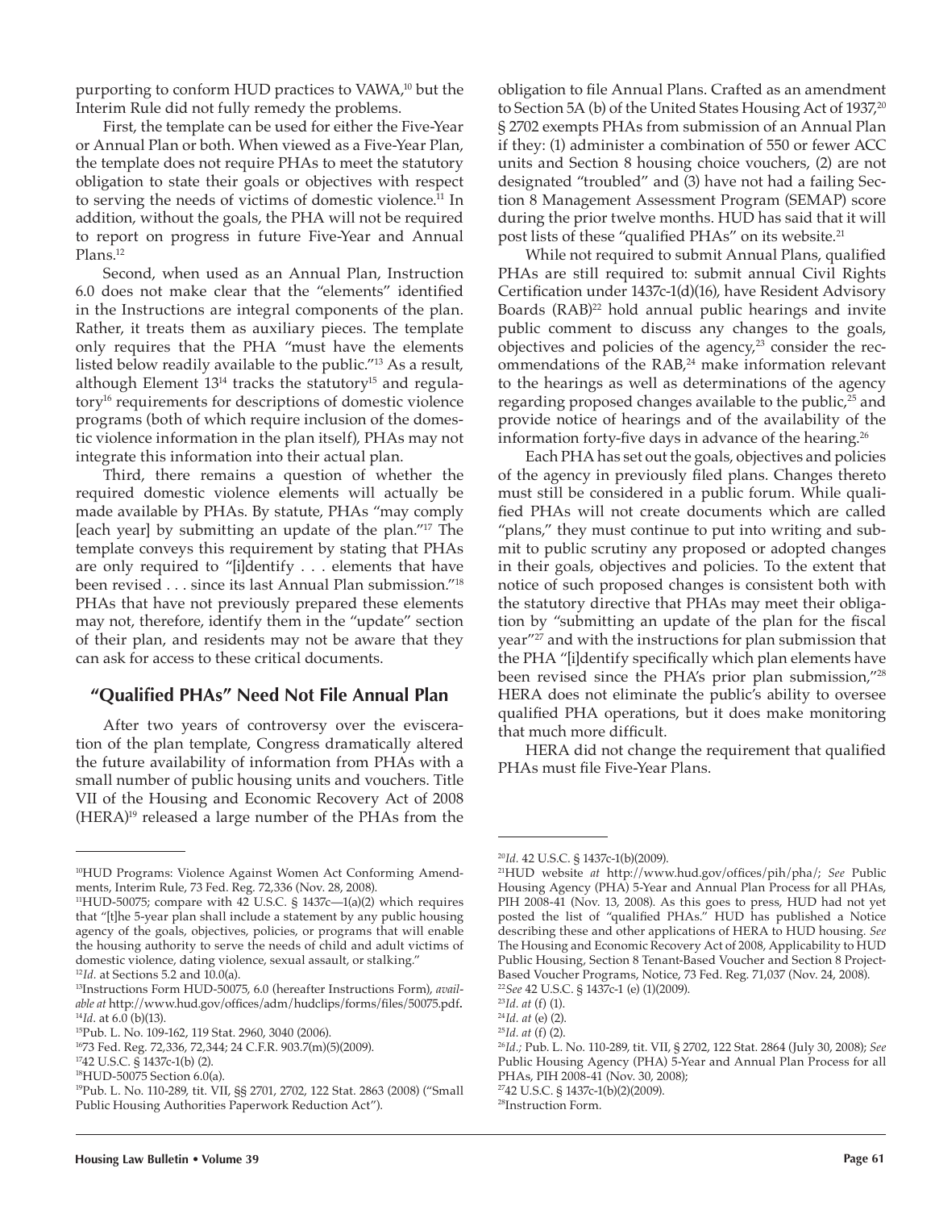purporting to conform HUD practices to VAWA,[10] but the Interim Rule did not fully remedy the problems.

First, the template can be used for either the Five-Year or Annual Plan or both. When viewed as a Five-Year Plan, the template does not require PHAs to meet the statutory obligation to state their goals or objectives with respect to serving the needs of victims of domestic violence.[11] In addition, without the goals, the PHA will not be required to report on progress in future Five-Year and Annual Plans.[12]

Second, when used as an Annual Plan, Instruction 6.0 does not make clear that the "elements" identified in the Instructions are integral components of the plan. Rather, it treats them as auxiliary pieces. The template only requires that the PHA "must have the elements listed below readily available to the public."[13] As a result, although Element 13[14] tracks the statutory[15] and regulatory[16] requirements for descriptions of domestic violence programs (both of which require inclusion of the domestic violence information in the plan itself), PHAs may not integrate this information into their actual plan.

Third, there remains a question of whether the required domestic violence elements will actually be made available by PHAs. By statute, PHAs "may comply [each year] by submitting an update of the plan."[17] The template conveys this requirement by stating that PHAs are only required to "[i]dentify . . . elements that have been revised . . . since its last Annual Plan submission."[18] PHAs that have not previously prepared these elements may not, therefore, identify them in the "update" section of their plan, and residents may not be aware that they can ask for access to these critical documents.

## "Qualified PHAs" Need Not File Annual Plan

After two years of controversy over the evisceration of the plan template, Congress dramatically altered the future availability of information from PHAs with a small number of public housing units and vouchers. Title VII of the Housing and Economic Recovery Act of 2008 (HERA)[19] released a large number of the PHAs from the obligation to file Annual Plans. Crafted as an amendment to Section 5A (b) of the United States Housing Act of 1937,[20] § 2702 exempts PHAs from submission of an Annual Plan if they: (1) administer a combination of 550 or fewer ACC units and Section 8 housing choice vouchers, (2) are not designated "troubled" and (3) have not had a failing Section 8 Management Assessment Program (SEMAP) score during the prior twelve months. HUD has said that it will post lists of these "qualified PHAs" on its website.[21]

While not required to submit Annual Plans, qualified PHAs are still required to: submit annual Civil Rights Certification under 1437c-1(d)(16), have Resident Advisory Boards (RAB)[22] hold annual public hearings and invite public comment to discuss any changes to the goals, objectives and policies of the agency,[23] consider the recommendations of the RAB,[24] make information relevant to the hearings as well as determinations of the agency regarding proposed changes available to the public,[25] and provide notice of hearings and of the availability of the information forty-five days in advance of the hearing.[26]

Each PHA has set out the goals, objectives and policies of the agency in previously filed plans. Changes thereto must still be considered in a public forum. While qualified PHAs will not create documents which are called "plans," they must continue to put into writing and submit to public scrutiny any proposed or adopted changes in their goals, objectives and policies. To the extent that notice of such proposed changes is consistent both with the statutory directive that PHAs may meet their obligation by "submitting an update of the plan for the fiscal year"[27] and with the instructions for plan submission that the PHA "[i]dentify specifically which plan elements have been revised since the PHA's prior plan submission,"[28] HERA does not eliminate the public's ability to oversee qualified PHA operations, but it does make monitoring that much more difficult.

HERA did not change the requirement that qualified PHAs must file Five-Year Plans.

---

[10]HUD Programs: Violence Against Women Act Conforming Amendments, Interim Rule, 73 Fed. Reg. 72,336 (Nov. 28, 2008).

[11]HUD-50075; compare with 42 U.S.C. § 1437c—1(a)(2) which requires that "[t]he 5-year plan shall include a statement by any public housing agency of the goals, objectives, policies, or programs that will enable the housing authority to serve the needs of child and adult victims of domestic violence, dating violence, sexual assault, or stalking."

[12]*Id.* at Sections 5.2 and 10.0(a).

[13]Instructions Form HUD-50075, 6.0 (hereafter Instructions Form), *available at* http://www.hud.gov/offices/adm/hudclips/forms/files/50075.pdf.

[14]*Id*. at 6.0 (b)(13).

[15]Pub. L. No. 109-162, 119 Stat. 2960, 3040 (2006).

[16]73 Fed. Reg. 72,336, 72,344; 24 C.F.R. 903.7(m)(5)(2009).

[17]42 U.S.C. § 1437c-1(b) (2).

[18]HUD-50075 Section 6.0(a).

[19]Pub. L. No. 110-289, tit. VII, §§ 2701, 2702, 122 Stat. 2863 (2008) ("Small Public Housing Authorities Paperwork Reduction Act").

[20]*Id.* 42 U.S.C. § 1437c-1(b)(2009).

[21]HUD website *at* http://www.hud.gov/offices/pih/pha/; *See* Public Housing Agency (PHA) 5-Year and Annual Plan Process for all PHAs, PIH 2008-41 (Nov. 13, 2008). As this goes to press, HUD had not yet posted the list of "qualified PHAs." HUD has published a Notice describing these and other applications of HERA to HUD housing. *See* The Housing and Economic Recovery Act of 2008, Applicability to HUD Public Housing, Section 8 Tenant-Based Voucher and Section 8 Project-Based Voucher Programs, Notice, 73 Fed. Reg. 71,037 (Nov. 24, 2008).

[22]*See* 42 U.S.C. § 1437c-1 (e) (1)(2009).

[23]*Id. at* (f) (1).

[24]*Id. at* (e) (2).

[25]*Id. at* (f) (2).

[26]*Id.*; Pub. L. No. 110-289, tit. VII, § 2702, 122 Stat. 2864 (July 30, 2008); *See* Public Housing Agency (PHA) 5-Year and Annual Plan Process for all PHAs, PIH 2008-41 (Nov. 30, 2008);

[27]42 U.S.C. § 1437c-1(b)(2)(2009).

[28]Instruction Form.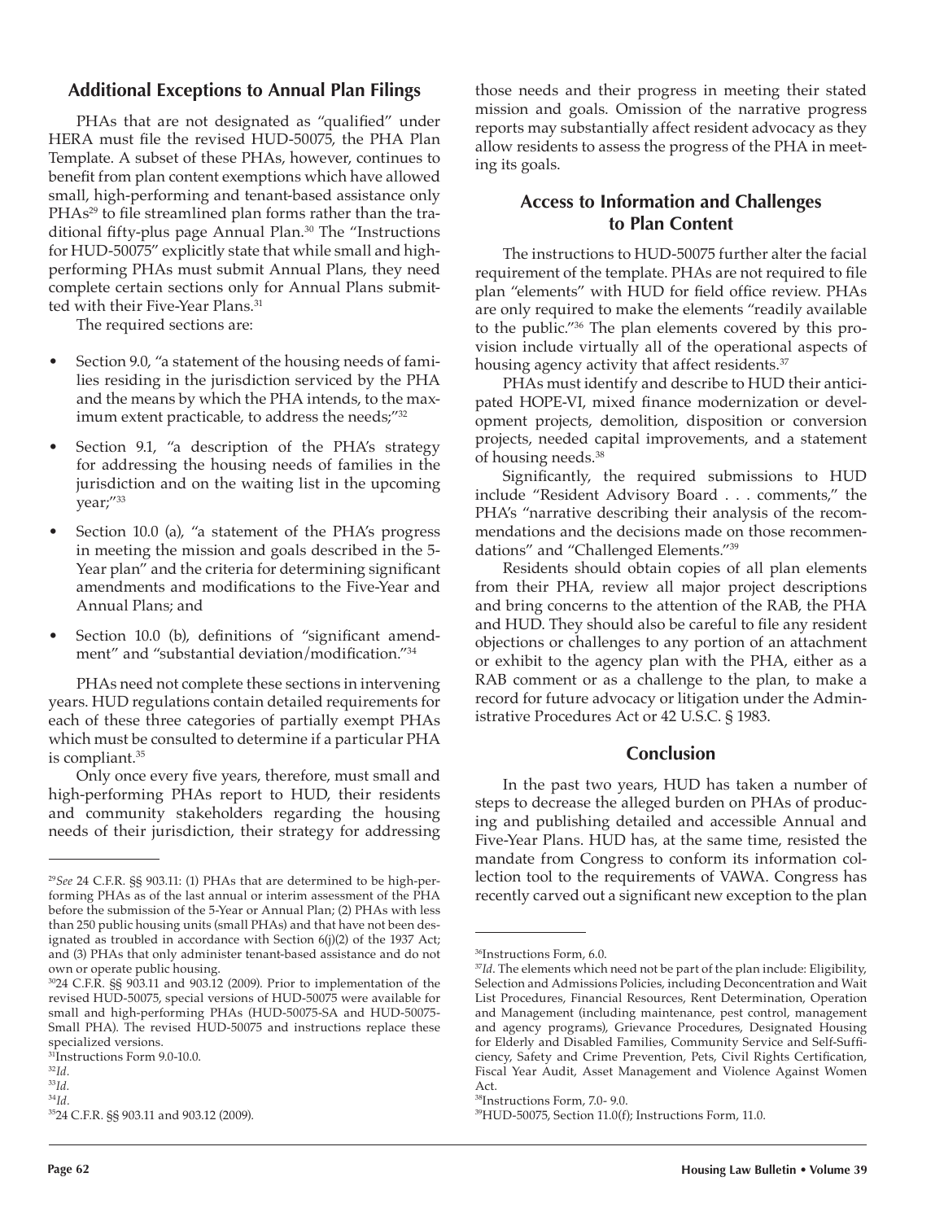## Additional Exceptions to Annual Plan Filings

PHAs that are not designated as "qualified" under HERA must file the revised HUD-50075, the PHA Plan Template. A subset of these PHAs, however, continues to benefit from plan content exemptions which have allowed small, high-performing and tenant-based assistance only PHAs[29] to file streamlined plan forms rather than the traditional fifty-plus page Annual Plan.[30] The "Instructions for HUD-50075" explicitly state that while small and high-performing PHAs must submit Annual Plans, they need complete certain sections only for Annual Plans submitted with their Five-Year Plans.[31]

The required sections are:

- Section 9.0, "a statement of the housing needs of families residing in the jurisdiction serviced by the PHA and the means by which the PHA intends, to the maximum extent practicable, to address the needs;"[32]
- Section 9.1, "a description of the PHA's strategy for addressing the housing needs of families in the jurisdiction and on the waiting list in the upcoming year;"[33]
- Section 10.0 (a), "a statement of the PHA's progress in meeting the mission and goals described in the 5-Year plan" and the criteria for determining significant amendments and modifications to the Five-Year and Annual Plans; and
- Section 10.0 (b), definitions of "significant amendment" and "substantial deviation/modification."[34]

PHAs need not complete these sections in intervening years. HUD regulations contain detailed requirements for each of these three categories of partially exempt PHAs which must be consulted to determine if a particular PHA is compliant.[35]

Only once every five years, therefore, must small and high-performing PHAs report to HUD, their residents and community stakeholders regarding the housing needs of their jurisdiction, their strategy for addressing those needs and their progress in meeting their stated mission and goals. Omission of the narrative progress reports may substantially affect resident advocacy as they allow residents to assess the progress of the PHA in meeting its goals.

## Access to Information and Challenges to Plan Content

The instructions to HUD-50075 further alter the facial requirement of the template. PHAs are not required to file plan "elements" with HUD for field office review. PHAs are only required to make the elements "readily available to the public."[36] The plan elements covered by this provision include virtually all of the operational aspects of housing agency activity that affect residents.[37]

PHAs must identify and describe to HUD their anticipated HOPE-VI, mixed finance modernization or development projects, demolition, disposition or conversion projects, needed capital improvements, and a statement of housing needs.[38]

Significantly, the required submissions to HUD include "Resident Advisory Board . . . comments," the PHA's "narrative describing their analysis of the recommendations and the decisions made on those recommendations" and "Challenged Elements."[39]

Residents should obtain copies of all plan elements from their PHA, review all major project descriptions and bring concerns to the attention of the RAB, the PHA and HUD. They should also be careful to file any resident objections or challenges to any portion of an attachment or exhibit to the agency plan with the PHA, either as a RAB comment or as a challenge to the plan, to make a record for future advocacy or litigation under the Administrative Procedures Act or 42 U.S.C. § 1983.

## Conclusion

In the past two years, HUD has taken a number of steps to decrease the alleged burden on PHAs of producing and publishing detailed and accessible Annual and Five-Year Plans. HUD has, at the same time, resisted the mandate from Congress to conform its information collection tool to the requirements of VAWA. Congress has recently carved out a significant new exception to the plan

---

[29] *See* 24 C.F.R. §§ 903.11: (1) PHAs that are determined to be high-performing PHAs as of the last annual or interim assessment of the PHA before the submission of the 5-Year or Annual Plan; (2) PHAs with less than 250 public housing units (small PHAs) and that have not been designated as troubled in accordance with Section 6(j)(2) of the 1937 Act; and (3) PHAs that only administer tenant-based assistance and do not own or operate public housing.

[30] 24 C.F.R. §§ 903.11 and 903.12 (2009). Prior to implementation of the revised HUD-50075, special versions of HUD-50075 were available for small and high-performing PHAs (HUD-50075-SA and HUD-50075-Small PHA). The revised HUD-50075 and instructions replace these specialized versions.

[31] Instructions Form 9.0-10.0.

[32] *Id*.

[33] *Id*.

[34] *Id*.

[35] 24 C.F.R. §§ 903.11 and 903.12 (2009).

[36] Instructions Form, 6.0.

[37] *Id*. The elements which need not be part of the plan include: Eligibility, Selection and Admissions Policies, including Deconcentration and Wait List Procedures, Financial Resources, Rent Determination, Operation and Management (including maintenance, pest control, management and agency programs), Grievance Procedures, Designated Housing for Elderly and Disabled Families, Community Service and Self-Sufficiency, Safety and Crime Prevention, Pets, Civil Rights Certification, Fiscal Year Audit, Asset Management and Violence Against Women Act.

[38] Instructions Form, 7.0- 9.0.

[39] HUD-50075, Section 11.0(f); Instructions Form, 11.0.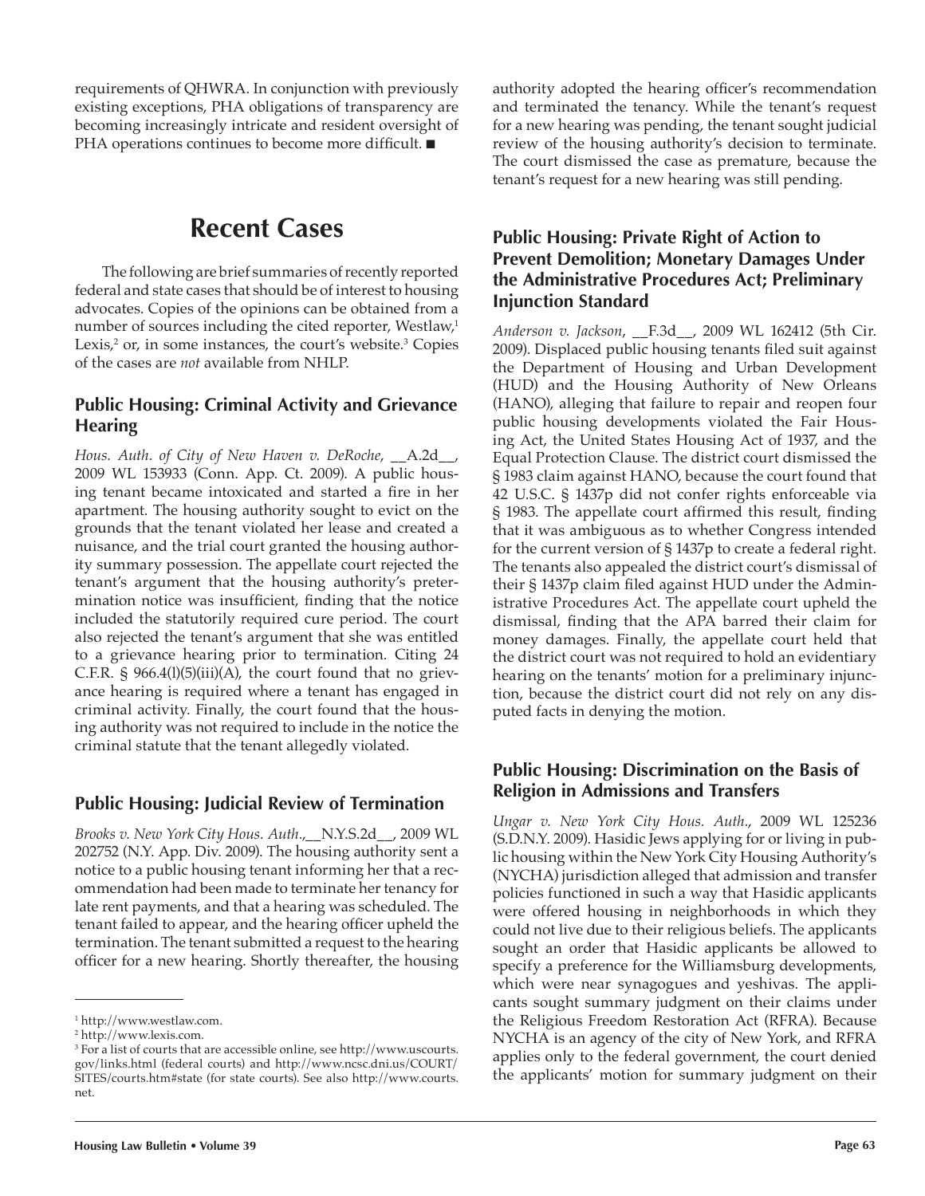requirements of QHWRA. In conjunction with previously existing exceptions, PHA obligations of transparency are becoming increasingly intricate and resident oversight of PHA operations continues to become more difficult. ■

# Recent Cases

The following are brief summaries of recently reported federal and state cases that should be of interest to housing advocates. Copies of the opinions can be obtained from a number of sources including the cited reporter, Westlaw,[1] Lexis,[2] or, in some instances, the court's website.[3] Copies of the cases are *not* available from NHLP.

## Public Housing: Criminal Activity and Grievance Hearing

*Hous. Auth. of City of New Haven v. DeRoche*, __A.2d__, 2009 WL 153933 (Conn. App. Ct. 2009). A public housing tenant became intoxicated and started a fire in her apartment. The housing authority sought to evict on the grounds that the tenant violated her lease and created a nuisance, and the trial court granted the housing authority summary possession. The appellate court rejected the tenant's argument that the housing authority's pretermination notice was insufficient, finding that the notice included the statutorily required cure period. The court also rejected the tenant's argument that she was entitled to a grievance hearing prior to termination. Citing 24 C.F.R. § 966.4(l)(5)(iii)(A), the court found that no grievance hearing is required where a tenant has engaged in criminal activity. Finally, the court found that the housing authority was not required to include in the notice the criminal statute that the tenant allegedly violated.

## Public Housing: Judicial Review of Termination

*Brooks v. New York City Hous. Auth.*,__N.Y.S.2d__, 2009 WL 202752 (N.Y. App. Div. 2009). The housing authority sent a notice to a public housing tenant informing her that a recommendation had been made to terminate her tenancy for late rent payments, and that a hearing was scheduled. The tenant failed to appear, and the hearing officer upheld the termination. The tenant submitted a request to the hearing officer for a new hearing. Shortly thereafter, the housing authority adopted the hearing officer's recommendation and terminated the tenancy. While the tenant's request for a new hearing was pending, the tenant sought judicial review of the housing authority's decision to terminate. The court dismissed the case as premature, because the tenant's request for a new hearing was still pending.

## Public Housing: Private Right of Action to Prevent Demolition; Monetary Damages Under the Administrative Procedures Act; Preliminary Injunction Standard

*Anderson v. Jackson*, __F.3d__, 2009 WL 162412 (5th Cir. 2009). Displaced public housing tenants filed suit against the Department of Housing and Urban Development (HUD) and the Housing Authority of New Orleans (HANO), alleging that failure to repair and reopen four public housing developments violated the Fair Housing Act, the United States Housing Act of 1937, and the Equal Protection Clause. The district court dismissed the § 1983 claim against HANO, because the court found that 42 U.S.C. § 1437p did not confer rights enforceable via § 1983. The appellate court affirmed this result, finding that it was ambiguous as to whether Congress intended for the current version of § 1437p to create a federal right. The tenants also appealed the district court's dismissal of their § 1437p claim filed against HUD under the Administrative Procedures Act. The appellate court upheld the dismissal, finding that the APA barred their claim for money damages. Finally, the appellate court held that the district court was not required to hold an evidentiary hearing on the tenants' motion for a preliminary injunction, because the district court did not rely on any disputed facts in denying the motion.

## Public Housing: Discrimination on the Basis of Religion in Admissions and Transfers

*Ungar v. New York City Hous. Auth.*, 2009 WL 125236 (S.D.N.Y. 2009). Hasidic Jews applying for or living in public housing within the New York City Housing Authority's (NYCHA) jurisdiction alleged that admission and transfer policies functioned in such a way that Hasidic applicants were offered housing in neighborhoods in which they could not live due to their religious beliefs. The applicants sought an order that Hasidic applicants be allowed to specify a preference for the Williamsburg developments, which were near synagogues and yeshivas. The applicants sought summary judgment on their claims under the Religious Freedom Restoration Act (RFRA). Because NYCHA is an agency of the city of New York, and RFRA applies only to the federal government, the court denied the applicants' motion for summary judgment on their

[1] http://www.westlaw.com.

[2] http://www.lexis.com.

[3] For a list of courts that are accessible online, see http://www.uscourts.gov/links.html (federal courts) and http://www.ncsc.dni.us/COURT/SITES/courts.htm#state (for state courts). See also http://www.courts.net.